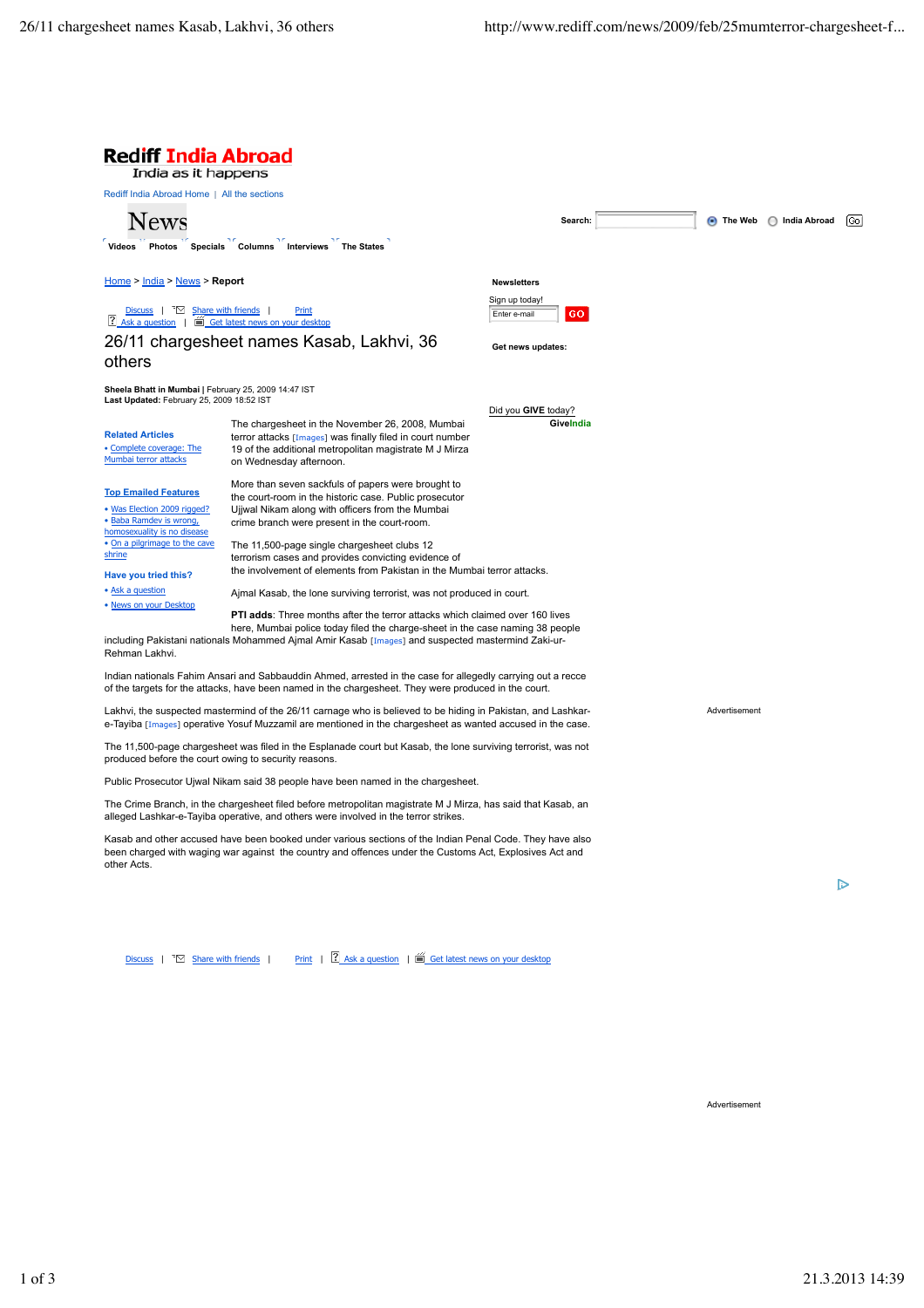**Rediff India Abroad**
India as it happens

Rediff India Abroad Home | All the sections

# News

Search: The Web India Abroad Go

Videos Photos Specials Columns Interviews The States

Home > India > News > **Report**

Discuss | Share with friends | Print
Ask a question | Get latest news on your desktop

# 26/11 chargesheet names Kasab, Lakhvi, 36 others

**Sheela Bhatt in Mumbai** | February 25, 2009 14:47 IST
**Last Updated:** February 25, 2009 18:52 IST

**Related Articles**

- Complete coverage: The Mumbai terror attacks

**Top Emailed Features**

- Was Election 2009 rigged?
- Baba Ramdev is wrong, homosexuality is no disease
- On a pilgrimage to the cave shrine

**Have you tried this?**

- Ask a question
- News on your Desktop

The chargesheet in the November 26, 2008, Mumbai terror attacks [Images] was finally filed in court number 19 of the additional metropolitan magistrate M J Mirza on Wednesday afternoon.

More than seven sackfuls of papers were brought to the court-room in the historic case. Public prosecutor Ujjwal Nikam along with officers from the Mumbai crime branch were present in the court-room.

The 11,500-page single chargesheet clubs 12 terrorism cases and provides convicting evidence of the involvement of elements from Pakistan in the Mumbai terror attacks.

Ajmal Kasab, the lone surviving terrorist, was not produced in court.

**PTI adds**: Three months after the terror attacks which claimed over 160 lives here, Mumbai police today filed the charge-sheet in the case naming 38 people including Pakistani nationals Mohammed Ajmal Amir Kasab [Images] and suspected mastermind Zaki-ur-Rehman Lakhvi.

Indian nationals Fahim Ansari and Sabbauddin Ahmed, arrested in the case for allegedly carrying out a recce of the targets for the attacks, have been named in the chargesheet. They were produced in the court.

Lakhvi, the suspected mastermind of the 26/11 carnage who is believed to be hiding in Pakistan, and Lashkar-e-Tayiba [Images] operative Yosuf Muzzamil are mentioned in the chargesheet as wanted accused in the case.

The 11,500-page chargesheet was filed in the Esplanade court but Kasab, the lone surviving terrorist, was not produced before the court owing to security reasons.

Public Prosecutor Ujwal Nikam said 38 people have been named in the chargesheet.

The Crime Branch, in the chargesheet filed before metropolitan magistrate M J Mirza, has said that Kasab, an alleged Lashkar-e-Tayiba operative, and others were involved in the terror strikes.

Kasab and other accused have been booked under various sections of the Indian Penal Code. They have also been charged with waging war against the country and offences under the Customs Act, Explosives Act and other Acts.

**Newsletters**

Sign up today!

Enter e-mail GO

**Get news updates:**

Did you **GIVE** today?
**GiveIndia**

Advertisement

Discuss | Share with friends | Print | Ask a question | Get latest news on your desktop

Advertisement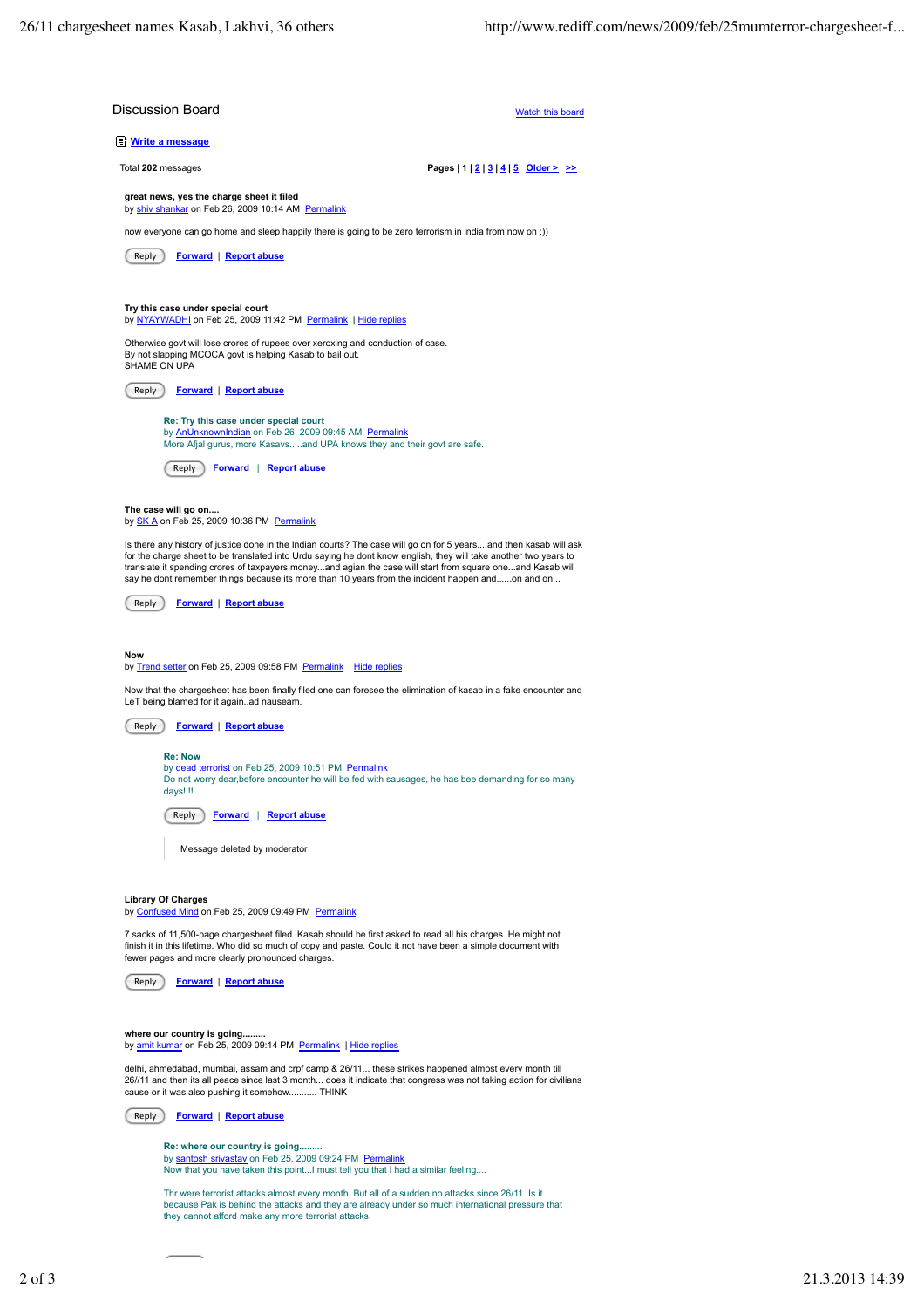## Discussion Board

Watch this board

Write a message

Total **202** messages

**Pages | 1 | 2 | 3 | 4 | 5 Older > >>**

**great news, yes the charge sheet it filed**
by shiv shankar on Feb 26, 2009 10:14 AM Permalink

now everyone can go home and sleep happily there is going to be zero terrorism in india from now on :))

Reply | Forward | Report abuse

**Try this case under special court**
by NYAYWADHI on Feb 25, 2009 11:42 PM Permalink | Hide replies

Otherwise govt will lose crores of rupees over xeroxing and conduction of case.
By not slapping MCOCA govt is helping Kasab to bail out.
SHAME ON UPA

Reply | Forward | Report abuse

> **Re: Try this case under special court**
> by AnUnknownIndian on Feb 26, 2009 09:45 AM Permalink
> More Afjal gurus, more Kasavs.....and UPA knows they and their govt are safe.
>
> Reply | Forward | Report abuse

**The case will go on....**
by SK A on Feb 25, 2009 10:36 PM Permalink

Is there any history of justice done in the Indian courts? The case will go on for 5 years....and then kasab will ask for the charge sheet to be translated into Urdu saying he dont know english, they will take another two years to translate it spending crores of taxpayers money...and agian the case will start from square one...and Kasab will say he dont remember things because its more than 10 years from the incident happen and......on and on...

Reply | Forward | Report abuse

**Now**
by Trend setter on Feb 25, 2009 09:58 PM Permalink | Hide replies

Now that the chargesheet has been finally filed one can foresee the elimination of kasab in a fake encounter and LeT being blamed for it again..ad nauseam.

Reply | Forward | Report abuse

> **Re: Now**
> by dead terrorist on Feb 25, 2009 10:51 PM Permalink
> Do not worry dear,before encounter he will be fed with sausages, he has bee demanding for so many days!!!!
>
> Reply | Forward | Report abuse
>
> Message deleted by moderator

**Library Of Charges**
by Confused Mind on Feb 25, 2009 09:49 PM Permalink

7 sacks of 11,500-page chargesheet filed. Kasab should be first asked to read all his charges. He might not finish it in this lifetime. Who did so much of copy and paste. Could it not have been a simple document with fewer pages and more clearly pronounced charges.

Reply | Forward | Report abuse

**where our country is going.........**
by amit kumar on Feb 25, 2009 09:14 PM Permalink | Hide replies

delhi, ahmedabad, mumbai, assam and crpf camp.& 26/11... these strikes happened almost every month till 26//11 and then its all peace since last 3 month... does it indicate that congress was not taking action for civilians cause or it was also pushing it somehow.......... THINK

Reply | Forward | Report abuse

> **Re: where our country is going.........**
> by santosh srivastav on Feb 25, 2009 09:24 PM Permalink
> Now that you have taken this point...I must tell you that I had a similar feeling....
>
> Thr were terrorist attacks almost every month. But all of a sudden no attacks since 26/11. Is it because Pak is behind the attacks and they are already under so much international pressure that they cannot afford make any more terrorist attacks.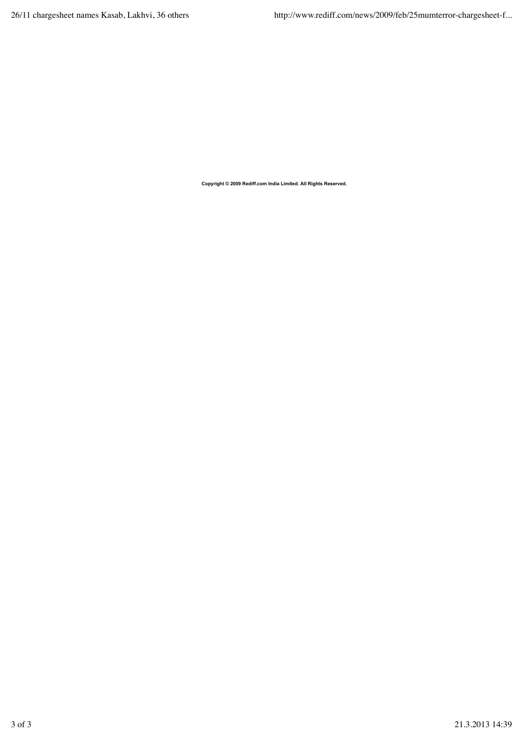**Copyright © 2009 Rediff.com India Limited. All Rights Reserved.**